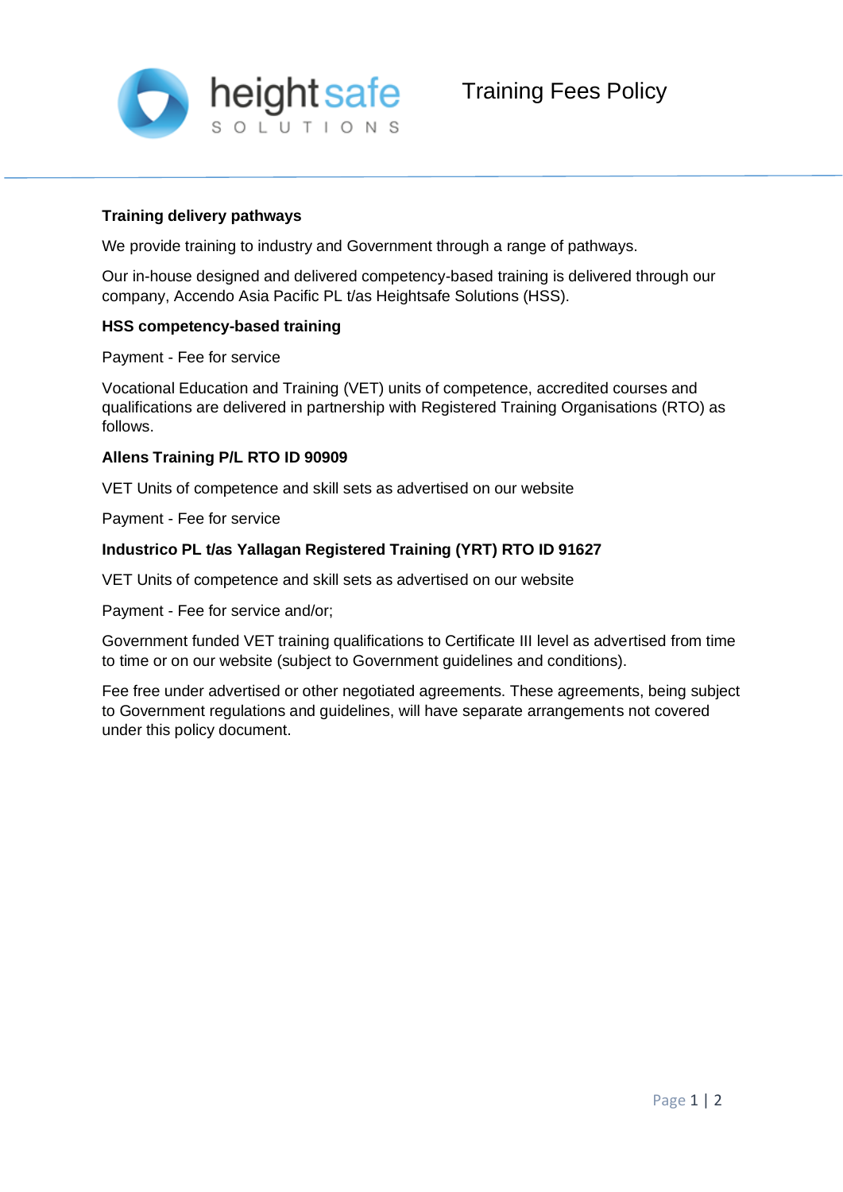# Training Fees Policy

## Training delivery pathways

We provide training to industry and Government through a range of pathways.

Our in-house designed and delivered competency-based training is delivered through our company, Accendo Asia Pacific PL t/as Heightsafe Solutions (HSS).

### HSS competency-based training

Payment - Fee for service

Vocational Education and Training (VET) units of competence, accredited courses and qualifications are delivered in partnership with Registered Training Organisations (RTO) as follows.

### Allens Training P/L RTO ID 90909

VET Units of competence and skill sets as advertised on our website

Payment - Fee for service

### Industrico PL t/as Yallagan Registered Training (YRT) RTO ID 91627

VET Units of competence and skill sets as advertised on our website

Payment - Fee for service and/or;

Government funded VET training qualifications to Certificate III level as advertised from time to time or on our website (subject to Government guidelines and conditions).

Fee free under advertised or other negotiated agreements. These agreements, being subject to Government regulations and guidelines, will have separate arrangements not covered under this policy document.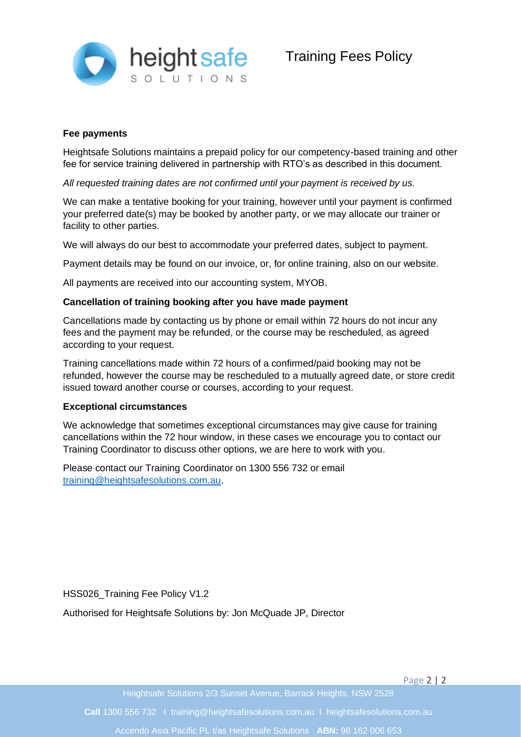## Fee payments

Heightsafe Solutions maintains a prepaid policy for our competency-based training and other fee for service training delivered in partnership with RTO's as described in this document.

*All requested training dates are not confirmed until your payment is received by us.*

We can make a tentative booking for your training, however until your payment is confirmed your preferred date(s) may be booked by another party, or we may allocate our trainer or facility to other parties.

We will always do our best to accommodate your preferred dates, subject to payment.

Payment details may be found on our invoice, or, for online training, also on our website.

All payments are received into our accounting system, MYOB.

## Cancellation of training booking after you have made payment

Cancellations made by contacting us by phone or email within 72 hours do not incur any fees and the payment may be refunded, or the course may be rescheduled, as agreed according to your request.

Training cancellations made within 72 hours of a confirmed/paid booking may not be refunded, however the course may be rescheduled to a mutually agreed date, or store credit issued toward another course or courses, according to your request.

## Exceptional circumstances

We acknowledge that sometimes exceptional circumstances may give cause for training cancellations within the 72 hour window, in these cases we encourage you to contact our Training Coordinator to discuss other options, we are here to work with you.

Please contact our Training Coordinator on 1300 556 732 or email training@heightsafesolutions.com.au.

HSS026_Training Fee Policy V1.2

Authorised for Heightsafe Solutions by: Jon McQuade JP, Director